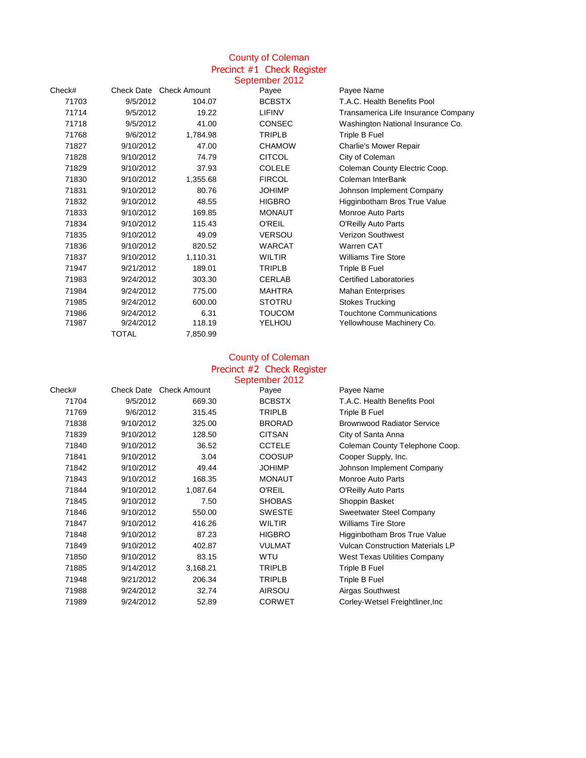# County of Coleman

## Precinct #1 Check Register

### September 2012

| Check# | Check Date | Check Amount | Payee | Payee Name |
|---|---|---|---|---|
| 71703 | 9/5/2012 | 104.07 | BCBSTX | T.A.C. Health Benefits Pool |
| 71714 | 9/5/2012 | 19.22 | LIFINV | Transamerica Life Insurance Company |
| 71718 | 9/5/2012 | 41.00 | CONSEC | Washington National Insurance Co. |
| 71768 | 9/6/2012 | 1,784.98 | TRIPLB | Triple B Fuel |
| 71827 | 9/10/2012 | 47.00 | CHAMOW | Charlie's Mower Repair |
| 71828 | 9/10/2012 | 74.79 | CITCOL | City of Coleman |
| 71829 | 9/10/2012 | 37.93 | COLELE | Coleman County Electric Coop. |
| 71830 | 9/10/2012 | 1,355.68 | FIRCOL | Coleman InterBank |
| 71831 | 9/10/2012 | 80.76 | JOHIMP | Johnson Implement Company |
| 71832 | 9/10/2012 | 48.55 | HIGBRO | Higginbotham Bros True Value |
| 71833 | 9/10/2012 | 169.85 | MONAUT | Monroe Auto Parts |
| 71834 | 9/10/2012 | 115.43 | O'REIL | O'Reilly Auto Parts |
| 71835 | 9/10/2012 | 49.09 | VERSOU | Verizon Southwest |
| 71836 | 9/10/2012 | 820.52 | WARCAT | Warren CAT |
| 71837 | 9/10/2012 | 1,110.31 | WILTIR | Williams Tire Store |
| 71947 | 9/21/2012 | 189.01 | TRIPLB | Triple B Fuel |
| 71983 | 9/24/2012 | 303.30 | CERLAB | Certified Laboratories |
| 71984 | 9/24/2012 | 775.00 | MAHTRA | Mahan Enterprises |
| 71985 | 9/24/2012 | 600.00 | STOTRU | Stokes Trucking |
| 71986 | 9/24/2012 | 6.31 | TOUCOM | Touchtone Communications |
| 71987 | 9/24/2012 | 118.19 | YELHOU | Yellowhouse Machinery Co. |
| | TOTAL | 7,850.99 | | |

# County of Coleman

## Precinct #2 Check Register

### September 2012

| Check# | Check Date | Check Amount | Payee | Payee Name |
|---|---|---|---|---|
| 71704 | 9/5/2012 | 669.30 | BCBSTX | T.A.C. Health Benefits Pool |
| 71769 | 9/6/2012 | 315.45 | TRIPLB | Triple B Fuel |
| 71838 | 9/10/2012 | 325.00 | BRORAD | Brownwood Radiator Service |
| 71839 | 9/10/2012 | 128.50 | CITSAN | City of Santa Anna |
| 71840 | 9/10/2012 | 36.52 | CCTELE | Coleman County Telephone Coop. |
| 71841 | 9/10/2012 | 3.04 | COOSUP | Cooper Supply, Inc. |
| 71842 | 9/10/2012 | 49.44 | JOHIMP | Johnson Implement Company |
| 71843 | 9/10/2012 | 168.35 | MONAUT | Monroe Auto Parts |
| 71844 | 9/10/2012 | 1,087.64 | O'REIL | O'Reilly Auto Parts |
| 71845 | 9/10/2012 | 7.50 | SHOBAS | Shoppin Basket |
| 71846 | 9/10/2012 | 550.00 | SWESTE | Sweetwater Steel Company |
| 71847 | 9/10/2012 | 416.26 | WILTIR | Williams Tire Store |
| 71848 | 9/10/2012 | 87.23 | HIGBRO | Higginbotham Bros True Value |
| 71849 | 9/10/2012 | 402.87 | VULMAT | Vulcan Construction Materials LP |
| 71850 | 9/10/2012 | 83.15 | WTU | West Texas Utilities Company |
| 71885 | 9/14/2012 | 3,168.21 | TRIPLB | Triple B Fuel |
| 71948 | 9/21/2012 | 206.34 | TRIPLB | Triple B Fuel |
| 71988 | 9/24/2012 | 32.74 | AIRSOU | Airgas Southwest |
| 71989 | 9/24/2012 | 52.89 | CORWET | Corley-Wetsel Freightliner,Inc |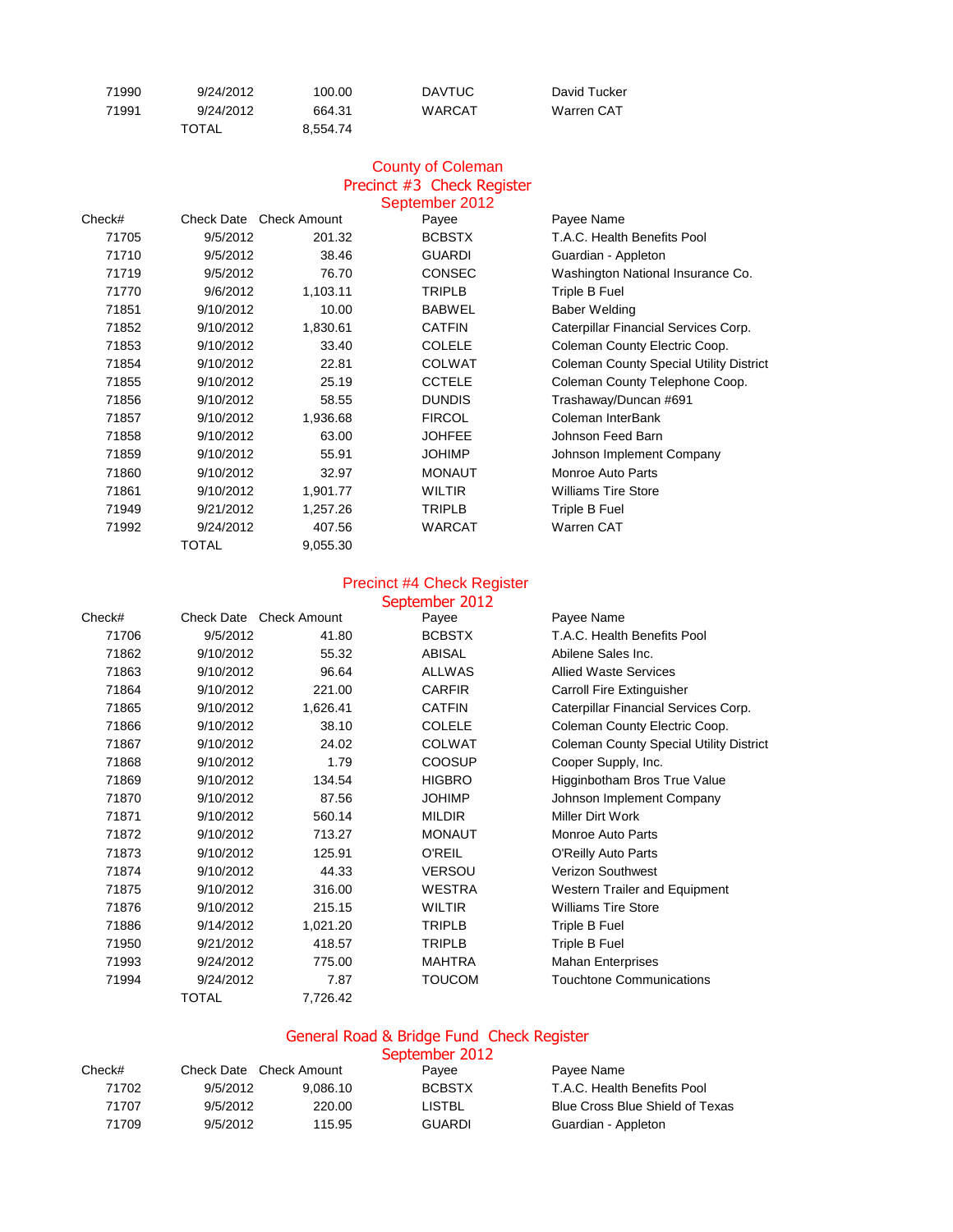| Check# | Check Date | Check Amount | Payee | Payee Name |
|---|---|---|---|---|
| 71990 | 9/24/2012 | 100.00 | DAVTUC | David Tucker |
| 71991 | 9/24/2012 | 664.31 | WARCAT | Warren CAT |
| | TOTAL | 8,554.74 | | |

## County of Coleman
## Precinct #3 Check Register
## September 2012

| Check# | Check Date | Check Amount | Payee | Payee Name |
|---|---|---|---|---|
| 71705 | 9/5/2012 | 201.32 | BCBSTX | T.A.C. Health Benefits Pool |
| 71710 | 9/5/2012 | 38.46 | GUARDI | Guardian - Appleton |
| 71719 | 9/5/2012 | 76.70 | CONSEC | Washington National Insurance Co. |
| 71770 | 9/6/2012 | 1,103.11 | TRIPLB | Triple B Fuel |
| 71851 | 9/10/2012 | 10.00 | BABWEL | Baber Welding |
| 71852 | 9/10/2012 | 1,830.61 | CATFIN | Caterpillar Financial Services Corp. |
| 71853 | 9/10/2012 | 33.40 | COLELE | Coleman County Electric Coop. |
| 71854 | 9/10/2012 | 22.81 | COLWAT | Coleman County Special Utility District |
| 71855 | 9/10/2012 | 25.19 | CCTELE | Coleman County Telephone Coop. |
| 71856 | 9/10/2012 | 58.55 | DUNDIS | Trashaway/Duncan #691 |
| 71857 | 9/10/2012 | 1,936.68 | FIRCOL | Coleman InterBank |
| 71858 | 9/10/2012 | 63.00 | JOHFEE | Johnson Feed Barn |
| 71859 | 9/10/2012 | 55.91 | JOHIMP | Johnson Implement Company |
| 71860 | 9/10/2012 | 32.97 | MONAUT | Monroe Auto Parts |
| 71861 | 9/10/2012 | 1,901.77 | WILTIR | Williams Tire Store |
| 71949 | 9/21/2012 | 1,257.26 | TRIPLB | Triple B Fuel |
| 71992 | 9/24/2012 | 407.56 | WARCAT | Warren CAT |
| | TOTAL | 9,055.30 | | |

## Precinct #4 Check Register
## September 2012

| Check# | Check Date | Check Amount | Payee | Payee Name |
|---|---|---|---|---|
| 71706 | 9/5/2012 | 41.80 | BCBSTX | T.A.C. Health Benefits Pool |
| 71862 | 9/10/2012 | 55.32 | ABISAL | Abilene Sales Inc. |
| 71863 | 9/10/2012 | 96.64 | ALLWAS | Allied Waste Services |
| 71864 | 9/10/2012 | 221.00 | CARFIR | Carroll Fire Extinguisher |
| 71865 | 9/10/2012 | 1,626.41 | CATFIN | Caterpillar Financial Services Corp. |
| 71866 | 9/10/2012 | 38.10 | COLELE | Coleman County Electric Coop. |
| 71867 | 9/10/2012 | 24.02 | COLWAT | Coleman County Special Utility District |
| 71868 | 9/10/2012 | 1.79 | COOSUP | Cooper Supply, Inc. |
| 71869 | 9/10/2012 | 134.54 | HIGBRO | Higginbotham Bros True Value |
| 71870 | 9/10/2012 | 87.56 | JOHIMP | Johnson Implement Company |
| 71871 | 9/10/2012 | 560.14 | MILDIR | Miller Dirt Work |
| 71872 | 9/10/2012 | 713.27 | MONAUT | Monroe Auto Parts |
| 71873 | 9/10/2012 | 125.91 | O'REIL | O'Reilly Auto Parts |
| 71874 | 9/10/2012 | 44.33 | VERSOU | Verizon Southwest |
| 71875 | 9/10/2012 | 316.00 | WESTRA | Western Trailer and Equipment |
| 71876 | 9/10/2012 | 215.15 | WILTIR | Williams Tire Store |
| 71886 | 9/14/2012 | 1,021.20 | TRIPLB | Triple B Fuel |
| 71950 | 9/21/2012 | 418.57 | TRIPLB | Triple B Fuel |
| 71993 | 9/24/2012 | 775.00 | MAHTRA | Mahan Enterprises |
| 71994 | 9/24/2012 | 7.87 | TOUCOM | Touchtone Communications |
| | TOTAL | 7,726.42 | | |

## General Road & Bridge Fund Check Register
## September 2012

| Check# | Check Date | Check Amount | Payee | Payee Name |
|---|---|---|---|---|
| 71702 | 9/5/2012 | 9,086.10 | BCBSTX | T.A.C. Health Benefits Pool |
| 71707 | 9/5/2012 | 220.00 | LISTBL | Blue Cross Blue Shield of Texas |
| 71709 | 9/5/2012 | 115.95 | GUARDI | Guardian - Appleton |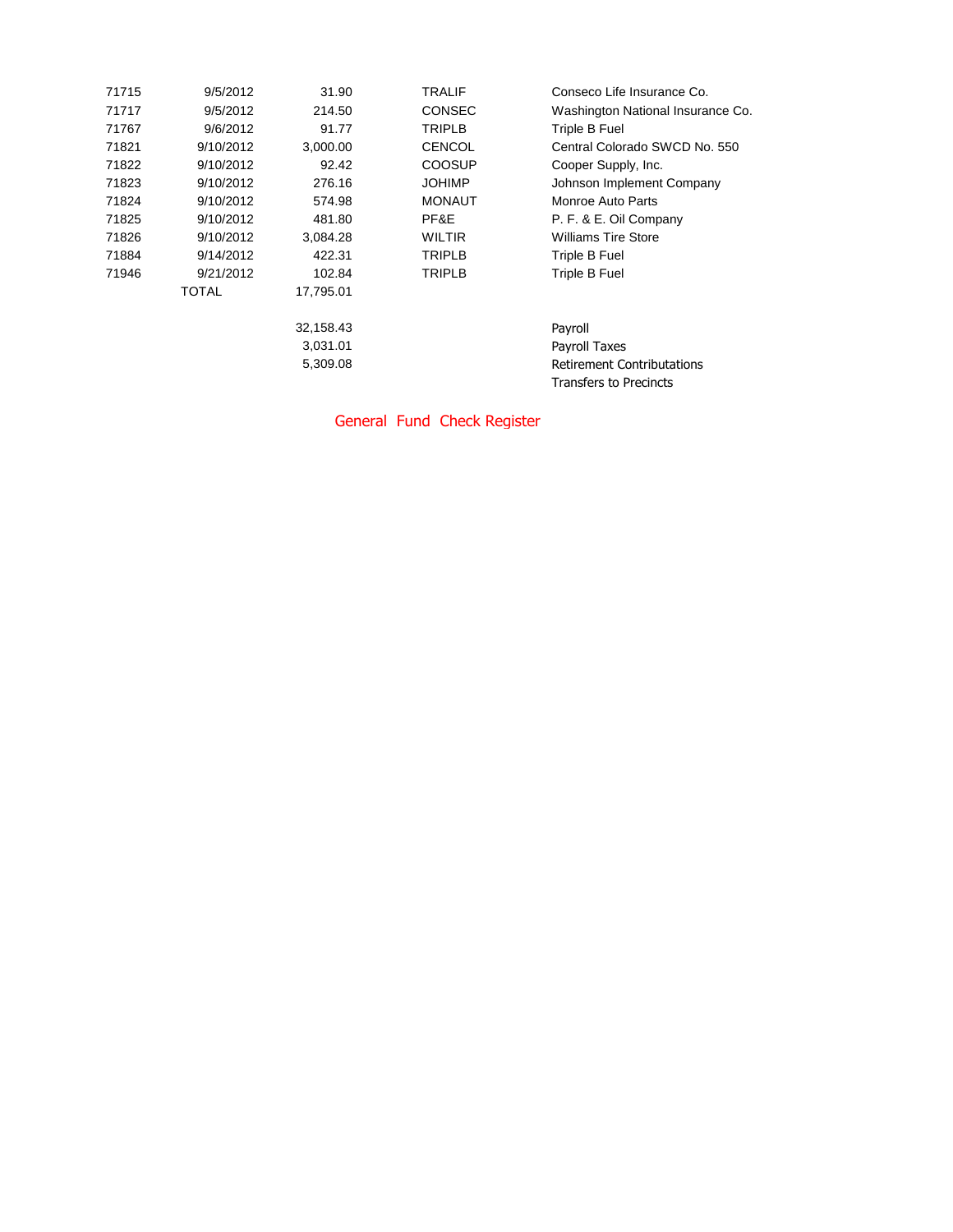| | | | | |
|---|---|---|---|---|
| 71715 | 9/5/2012 | 31.90 | TRALIF | Conseco Life Insurance Co. |
| 71717 | 9/5/2012 | 214.50 | CONSEC | Washington National Insurance Co. |
| 71767 | 9/6/2012 | 91.77 | TRIPLB | Triple B Fuel |
| 71821 | 9/10/2012 | 3,000.00 | CENCOL | Central Colorado SWCD No. 550 |
| 71822 | 9/10/2012 | 92.42 | COOSUP | Cooper Supply, Inc. |
| 71823 | 9/10/2012 | 276.16 | JOHIMP | Johnson Implement Company |
| 71824 | 9/10/2012 | 574.98 | MONAUT | Monroe Auto Parts |
| 71825 | 9/10/2012 | 481.80 | PF&E | P. F. & E. Oil Company |
| 71826 | 9/10/2012 | 3,084.28 | WILTIR | Williams Tire Store |
| 71884 | 9/14/2012 | 422.31 | TRIPLB | Triple B Fuel |
| 71946 | 9/21/2012 | 102.84 | TRIPLB | Triple B Fuel |
| | TOTAL | 17,795.01 | | |
| | | | | |
| | | 32,158.43 | | Payroll |
| | | 3,031.01 | | Payroll Taxes |
| | | 5,309.08 | | Retirement Contributations |
| | | | | Transfers to Precincts |

General Fund Check Register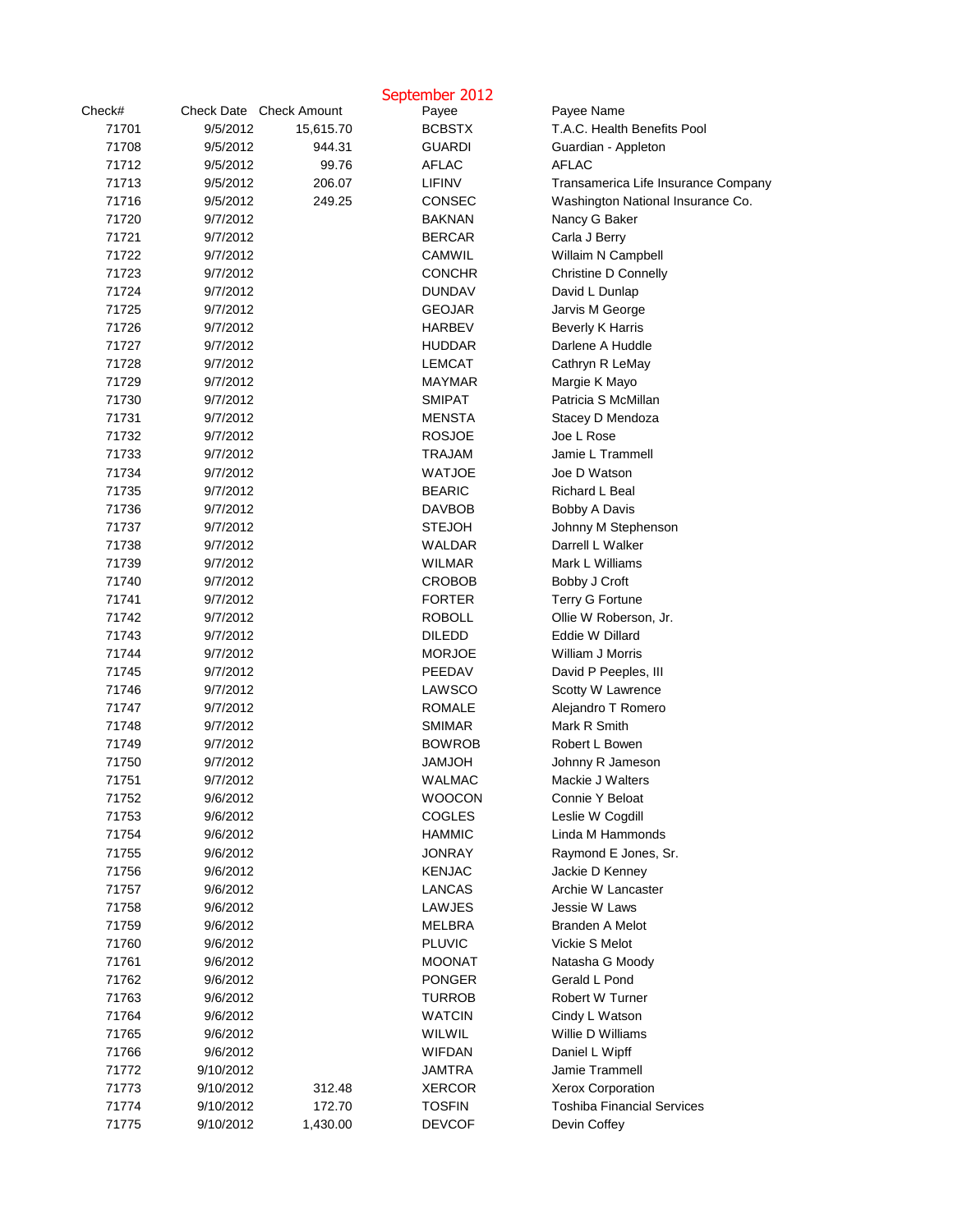## September 2012

| Check# | Check Date | Check Amount | Payee | Payee Name |
|---|---|---|---|---|
| 71701 | 9/5/2012 | 15,615.70 | BCBSTX | T.A.C. Health Benefits Pool |
| 71708 | 9/5/2012 | 944.31 | GUARDI | Guardian - Appleton |
| 71712 | 9/5/2012 | 99.76 | AFLAC | AFLAC |
| 71713 | 9/5/2012 | 206.07 | LIFINV | Transamerica Life Insurance Company |
| 71716 | 9/5/2012 | 249.25 | CONSEC | Washington National Insurance Co. |
| 71720 | 9/7/2012 | | BAKNAN | Nancy G Baker |
| 71721 | 9/7/2012 | | BERCAR | Carla J Berry |
| 71722 | 9/7/2012 | | CAMWIL | Willaim N Campbell |
| 71723 | 9/7/2012 | | CONCHR | Christine D Connelly |
| 71724 | 9/7/2012 | | DUNDAV | David L Dunlap |
| 71725 | 9/7/2012 | | GEOJAR | Jarvis M George |
| 71726 | 9/7/2012 | | HARBEV | Beverly K Harris |
| 71727 | 9/7/2012 | | HUDDAR | Darlene A Huddle |
| 71728 | 9/7/2012 | | LEMCAT | Cathryn R LeMay |
| 71729 | 9/7/2012 | | MAYMAR | Margie K Mayo |
| 71730 | 9/7/2012 | | SMIPAT | Patricia S McMillan |
| 71731 | 9/7/2012 | | MENSTA | Stacey D Mendoza |
| 71732 | 9/7/2012 | | ROSJOE | Joe L Rose |
| 71733 | 9/7/2012 | | TRAJAM | Jamie L Trammell |
| 71734 | 9/7/2012 | | WATJOE | Joe D Watson |
| 71735 | 9/7/2012 | | BEARIC | Richard L Beal |
| 71736 | 9/7/2012 | | DAVBOB | Bobby A Davis |
| 71737 | 9/7/2012 | | STEJOH | Johnny M Stephenson |
| 71738 | 9/7/2012 | | WALDAR | Darrell L Walker |
| 71739 | 9/7/2012 | | WILMAR | Mark L Williams |
| 71740 | 9/7/2012 | | CROBOB | Bobby J Croft |
| 71741 | 9/7/2012 | | FORTER | Terry G Fortune |
| 71742 | 9/7/2012 | | ROBOLL | Ollie W Roberson, Jr. |
| 71743 | 9/7/2012 | | DILEDD | Eddie W Dillard |
| 71744 | 9/7/2012 | | MORJOE | William J Morris |
| 71745 | 9/7/2012 | | PEEDAV | David P Peeples, III |
| 71746 | 9/7/2012 | | LAWSCO | Scotty W Lawrence |
| 71747 | 9/7/2012 | | ROMALE | Alejandro T Romero |
| 71748 | 9/7/2012 | | SMIMAR | Mark R Smith |
| 71749 | 9/7/2012 | | BOWROB | Robert L Bowen |
| 71750 | 9/7/2012 | | JAMJOH | Johnny R Jameson |
| 71751 | 9/7/2012 | | WALMAC | Mackie J Walters |
| 71752 | 9/6/2012 | | WOOCON | Connie Y Beloat |
| 71753 | 9/6/2012 | | COGLES | Leslie W Cogdill |
| 71754 | 9/6/2012 | | HAMMIC | Linda M Hammonds |
| 71755 | 9/6/2012 | | JONRAY | Raymond E Jones, Sr. |
| 71756 | 9/6/2012 | | KENJAC | Jackie D Kenney |
| 71757 | 9/6/2012 | | LANCAS | Archie W Lancaster |
| 71758 | 9/6/2012 | | LAWJES | Jessie W Laws |
| 71759 | 9/6/2012 | | MELBRA | Branden A Melot |
| 71760 | 9/6/2012 | | PLUVIC | Vickie S Melot |
| 71761 | 9/6/2012 | | MOONAT | Natasha G Moody |
| 71762 | 9/6/2012 | | PONGER | Gerald L Pond |
| 71763 | 9/6/2012 | | TURROB | Robert W Turner |
| 71764 | 9/6/2012 | | WATCIN | Cindy L Watson |
| 71765 | 9/6/2012 | | WILWIL | Willie D Williams |
| 71766 | 9/6/2012 | | WIFDAN | Daniel L Wipff |
| 71772 | 9/10/2012 | | JAMTRA | Jamie Trammell |
| 71773 | 9/10/2012 | 312.48 | XERCOR | Xerox Corporation |
| 71774 | 9/10/2012 | 172.70 | TOSFIN | Toshiba Financial Services |
| 71775 | 9/10/2012 | 1,430.00 | DEVCOF | Devin Coffey |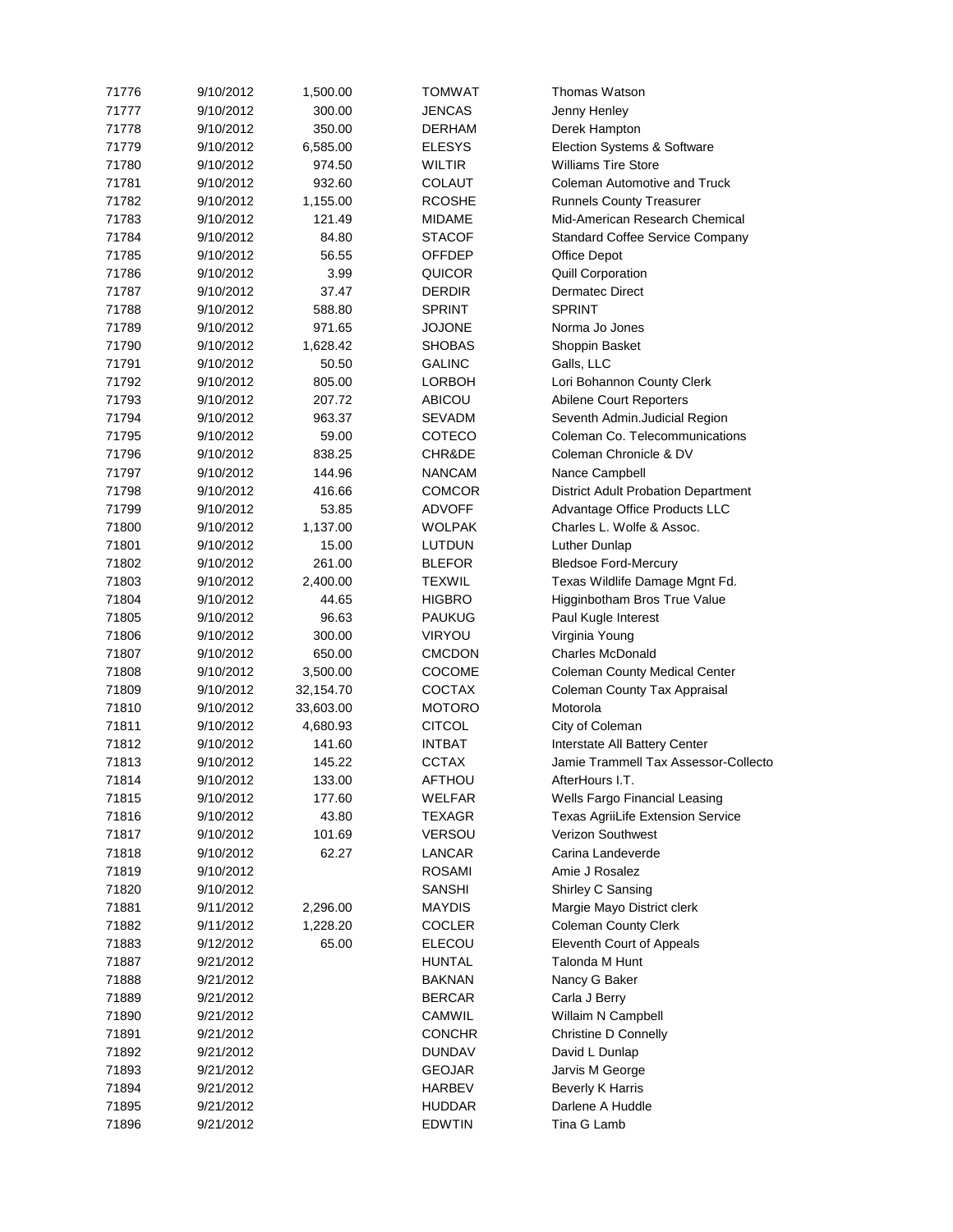| | | | | |
|---|---|---|---|---|
| 71776 | 9/10/2012 | 1,500.00 | TOMWAT | Thomas Watson |
| 71777 | 9/10/2012 | 300.00 | JENCAS | Jenny Henley |
| 71778 | 9/10/2012 | 350.00 | DERHAM | Derek Hampton |
| 71779 | 9/10/2012 | 6,585.00 | ELESYS | Election Systems & Software |
| 71780 | 9/10/2012 | 974.50 | WILTIR | Williams Tire Store |
| 71781 | 9/10/2012 | 932.60 | COLAUT | Coleman Automotive and Truck |
| 71782 | 9/10/2012 | 1,155.00 | RCOSHE | Runnels County Treasurer |
| 71783 | 9/10/2012 | 121.49 | MIDAME | Mid-American Research Chemical |
| 71784 | 9/10/2012 | 84.80 | STACOF | Standard Coffee Service Company |
| 71785 | 9/10/2012 | 56.55 | OFFDEP | Office Depot |
| 71786 | 9/10/2012 | 3.99 | QUICOR | Quill Corporation |
| 71787 | 9/10/2012 | 37.47 | DERDIR | Dermatec Direct |
| 71788 | 9/10/2012 | 588.80 | SPRINT | SPRINT |
| 71789 | 9/10/2012 | 971.65 | JOJONE | Norma Jo Jones |
| 71790 | 9/10/2012 | 1,628.42 | SHOBAS | Shoppin Basket |
| 71791 | 9/10/2012 | 50.50 | GALINC | Galls, LLC |
| 71792 | 9/10/2012 | 805.00 | LORBOH | Lori Bohannon County Clerk |
| 71793 | 9/10/2012 | 207.72 | ABICOU | Abilene Court Reporters |
| 71794 | 9/10/2012 | 963.37 | SEVADM | Seventh Admin.Judicial Region |
| 71795 | 9/10/2012 | 59.00 | COTECO | Coleman Co. Telecommunications |
| 71796 | 9/10/2012 | 838.25 | CHR&DE | Coleman Chronicle & DV |
| 71797 | 9/10/2012 | 144.96 | NANCAM | Nance Campbell |
| 71798 | 9/10/2012 | 416.66 | COMCOR | District Adult Probation Department |
| 71799 | 9/10/2012 | 53.85 | ADVOFF | Advantage Office Products LLC |
| 71800 | 9/10/2012 | 1,137.00 | WOLPAK | Charles L. Wolfe & Assoc. |
| 71801 | 9/10/2012 | 15.00 | LUTDUN | Luther Dunlap |
| 71802 | 9/10/2012 | 261.00 | BLEFOR | Bledsoe Ford-Mercury |
| 71803 | 9/10/2012 | 2,400.00 | TEXWIL | Texas Wildlife Damage Mgnt Fd. |
| 71804 | 9/10/2012 | 44.65 | HIGBRO | Higginbotham Bros True Value |
| 71805 | 9/10/2012 | 96.63 | PAUKUG | Paul Kugle Interest |
| 71806 | 9/10/2012 | 300.00 | VIRYOU | Virginia Young |
| 71807 | 9/10/2012 | 650.00 | CMCDON | Charles McDonald |
| 71808 | 9/10/2012 | 3,500.00 | COCOME | Coleman County Medical Center |
| 71809 | 9/10/2012 | 32,154.70 | COCTAX | Coleman County Tax Appraisal |
| 71810 | 9/10/2012 | 33,603.00 | MOTORO | Motorola |
| 71811 | 9/10/2012 | 4,680.93 | CITCOL | City of Coleman |
| 71812 | 9/10/2012 | 141.60 | INTBAT | Interstate All Battery Center |
| 71813 | 9/10/2012 | 145.22 | CCTAX | Jamie Trammell Tax Assessor-Collecto |
| 71814 | 9/10/2012 | 133.00 | AFTHOU | AfterHours I.T. |
| 71815 | 9/10/2012 | 177.60 | WELFAR | Wells Fargo Financial Leasing |
| 71816 | 9/10/2012 | 43.80 | TEXAGR | Texas AgriiLife Extension Service |
| 71817 | 9/10/2012 | 101.69 | VERSOU | Verizon Southwest |
| 71818 | 9/10/2012 | 62.27 | LANCAR | Carina Landeverde |
| 71819 | 9/10/2012 | | ROSAMI | Amie J Rosalez |
| 71820 | 9/10/2012 | | SANSHI | Shirley C Sansing |
| 71881 | 9/11/2012 | 2,296.00 | MAYDIS | Margie Mayo District clerk |
| 71882 | 9/11/2012 | 1,228.20 | COCLER | Coleman County Clerk |
| 71883 | 9/12/2012 | 65.00 | ELECOU | Eleventh Court of Appeals |
| 71887 | 9/21/2012 | | HUNTAL | Talonda M Hunt |
| 71888 | 9/21/2012 | | BAKNAN | Nancy G Baker |
| 71889 | 9/21/2012 | | BERCAR | Carla J Berry |
| 71890 | 9/21/2012 | | CAMWIL | Willaim N Campbell |
| 71891 | 9/21/2012 | | CONCHR | Christine D Connelly |
| 71892 | 9/21/2012 | | DUNDAV | David L Dunlap |
| 71893 | 9/21/2012 | | GEOJAR | Jarvis M George |
| 71894 | 9/21/2012 | | HARBEV | Beverly K Harris |
| 71895 | 9/21/2012 | | HUDDAR | Darlene A Huddle |
| 71896 | 9/21/2012 | | EDWTIN | Tina G Lamb |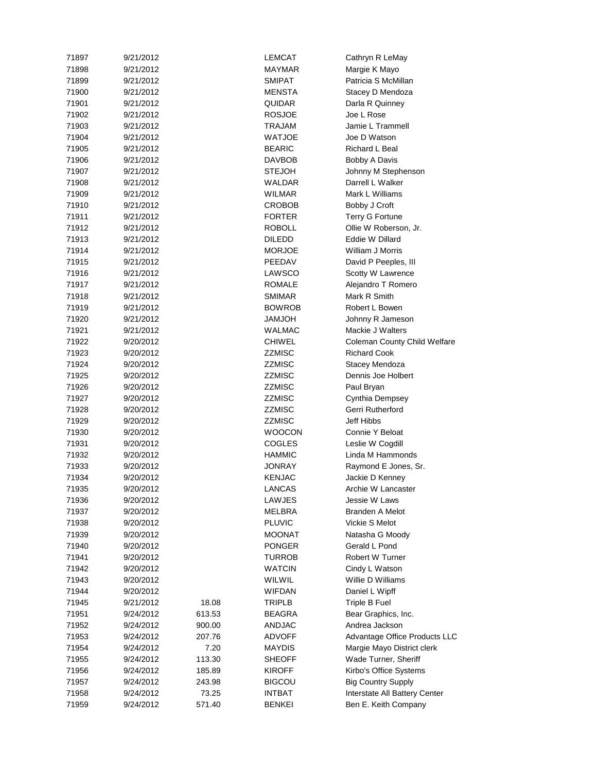| | | | | |
|---|---|---|---|---|
| 71897 | 9/21/2012 | | LEMCAT | Cathryn R LeMay |
| 71898 | 9/21/2012 | | MAYMAR | Margie K Mayo |
| 71899 | 9/21/2012 | | SMIPAT | Patricia S McMillan |
| 71900 | 9/21/2012 | | MENSTA | Stacey D Mendoza |
| 71901 | 9/21/2012 | | QUIDAR | Darla R Quinney |
| 71902 | 9/21/2012 | | ROSJOE | Joe L Rose |
| 71903 | 9/21/2012 | | TRAJAM | Jamie L Trammell |
| 71904 | 9/21/2012 | | WATJOE | Joe D Watson |
| 71905 | 9/21/2012 | | BEARIC | Richard L Beal |
| 71906 | 9/21/2012 | | DAVBOB | Bobby A Davis |
| 71907 | 9/21/2012 | | STEJOH | Johnny M Stephenson |
| 71908 | 9/21/2012 | | WALDAR | Darrell L Walker |
| 71909 | 9/21/2012 | | WILMAR | Mark L Williams |
| 71910 | 9/21/2012 | | CROBOB | Bobby J Croft |
| 71911 | 9/21/2012 | | FORTER | Terry G Fortune |
| 71912 | 9/21/2012 | | ROBOLL | Ollie W Roberson, Jr. |
| 71913 | 9/21/2012 | | DILEDD | Eddie W Dillard |
| 71914 | 9/21/2012 | | MORJOE | William J Morris |
| 71915 | 9/21/2012 | | PEEDAV | David P Peeples, III |
| 71916 | 9/21/2012 | | LAWSCO | Scotty W Lawrence |
| 71917 | 9/21/2012 | | ROMALE | Alejandro T Romero |
| 71918 | 9/21/2012 | | SMIMAR | Mark R Smith |
| 71919 | 9/21/2012 | | BOWROB | Robert L Bowen |
| 71920 | 9/21/2012 | | JAMJOH | Johnny R Jameson |
| 71921 | 9/21/2012 | | WALMAC | Mackie J Walters |
| 71922 | 9/20/2012 | | CHIWEL | Coleman County Child Welfare |
| 71923 | 9/20/2012 | | ZZMISC | Richard Cook |
| 71924 | 9/20/2012 | | ZZMISC | Stacey Mendoza |
| 71925 | 9/20/2012 | | ZZMISC | Dennis Joe Holbert |
| 71926 | 9/20/2012 | | ZZMISC | Paul Bryan |
| 71927 | 9/20/2012 | | ZZMISC | Cynthia Dempsey |
| 71928 | 9/20/2012 | | ZZMISC | Gerri Rutherford |
| 71929 | 9/20/2012 | | ZZMISC | Jeff Hibbs |
| 71930 | 9/20/2012 | | WOOCON | Connie Y Beloat |
| 71931 | 9/20/2012 | | COGLES | Leslie W Cogdill |
| 71932 | 9/20/2012 | | HAMMIC | Linda M Hammonds |
| 71933 | 9/20/2012 | | JONRAY | Raymond E Jones, Sr. |
| 71934 | 9/20/2012 | | KENJAC | Jackie D Kenney |
| 71935 | 9/20/2012 | | LANCAS | Archie W Lancaster |
| 71936 | 9/20/2012 | | LAWJES | Jessie W Laws |
| 71937 | 9/20/2012 | | MELBRA | Branden A Melot |
| 71938 | 9/20/2012 | | PLUVIC | Vickie S Melot |
| 71939 | 9/20/2012 | | MOONAT | Natasha G Moody |
| 71940 | 9/20/2012 | | PONGER | Gerald L Pond |
| 71941 | 9/20/2012 | | TURROB | Robert W Turner |
| 71942 | 9/20/2012 | | WATCIN | Cindy L Watson |
| 71943 | 9/20/2012 | | WILWIL | Willie D Williams |
| 71944 | 9/20/2012 | | WIFDAN | Daniel L Wipff |
| 71945 | 9/21/2012 | 18.08 | TRIPLB | Triple B Fuel |
| 71951 | 9/24/2012 | 613.53 | BEAGRA | Bear Graphics, Inc. |
| 71952 | 9/24/2012 | 900.00 | ANDJAC | Andrea Jackson |
| 71953 | 9/24/2012 | 207.76 | ADVOFF | Advantage Office Products LLC |
| 71954 | 9/24/2012 | 7.20 | MAYDIS | Margie Mayo District clerk |
| 71955 | 9/24/2012 | 113.30 | SHEOFF | Wade Turner, Sheriff |
| 71956 | 9/24/2012 | 185.89 | KIROFF | Kirbo's Office Systems |
| 71957 | 9/24/2012 | 243.98 | BIGCOU | Big Country Supply |
| 71958 | 9/24/2012 | 73.25 | INTBAT | Interstate All Battery Center |
| 71959 | 9/24/2012 | 571.40 | BENKEI | Ben E. Keith Company |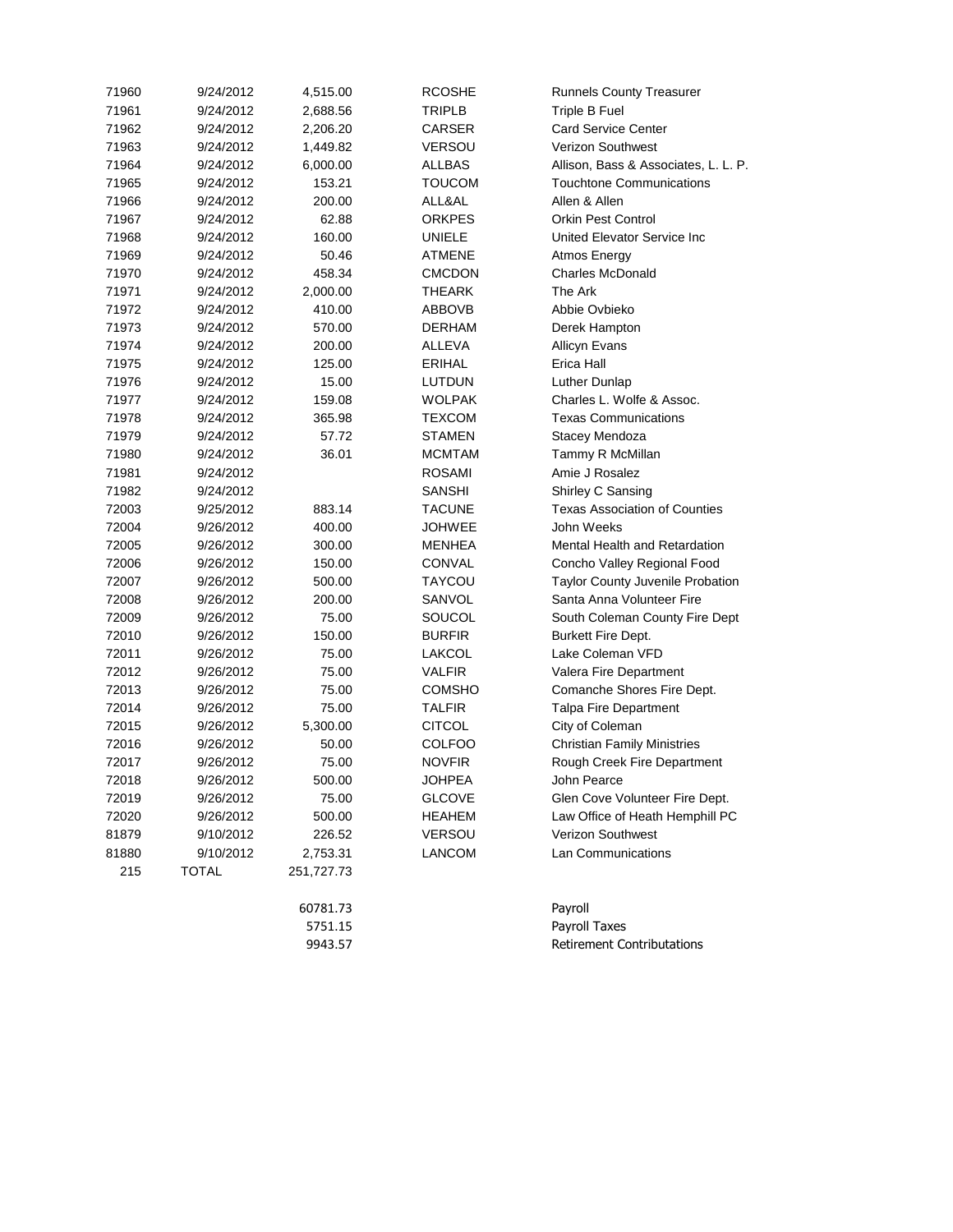| | | | | |
|---|---|---|---|---|
| 71960 | 9/24/2012 | 4,515.00 | RCOSHE | Runnels County Treasurer |
| 71961 | 9/24/2012 | 2,688.56 | TRIPLB | Triple B Fuel |
| 71962 | 9/24/2012 | 2,206.20 | CARSER | Card Service Center |
| 71963 | 9/24/2012 | 1,449.82 | VERSOU | Verizon Southwest |
| 71964 | 9/24/2012 | 6,000.00 | ALLBAS | Allison, Bass & Associates, L. L. P. |
| 71965 | 9/24/2012 | 153.21 | TOUCOM | Touchtone Communications |
| 71966 | 9/24/2012 | 200.00 | ALL&AL | Allen & Allen |
| 71967 | 9/24/2012 | 62.88 | ORKPES | Orkin Pest Control |
| 71968 | 9/24/2012 | 160.00 | UNIELE | United Elevator Service Inc |
| 71969 | 9/24/2012 | 50.46 | ATMENE | Atmos Energy |
| 71970 | 9/24/2012 | 458.34 | CMCDON | Charles McDonald |
| 71971 | 9/24/2012 | 2,000.00 | THEARK | The Ark |
| 71972 | 9/24/2012 | 410.00 | ABBOVB | Abbie Ovbieko |
| 71973 | 9/24/2012 | 570.00 | DERHAM | Derek Hampton |
| 71974 | 9/24/2012 | 200.00 | ALLEVA | Allicyn Evans |
| 71975 | 9/24/2012 | 125.00 | ERIHAL | Erica Hall |
| 71976 | 9/24/2012 | 15.00 | LUTDUN | Luther Dunlap |
| 71977 | 9/24/2012 | 159.08 | WOLPAK | Charles L. Wolfe & Assoc. |
| 71978 | 9/24/2012 | 365.98 | TEXCOM | Texas Communications |
| 71979 | 9/24/2012 | 57.72 | STAMEN | Stacey Mendoza |
| 71980 | 9/24/2012 | 36.01 | MCMTAM | Tammy R McMillan |
| 71981 | 9/24/2012 | | ROSAMI | Amie J Rosalez |
| 71982 | 9/24/2012 | | SANSHI | Shirley C Sansing |
| 72003 | 9/25/2012 | 883.14 | TACUNE | Texas Association of Counties |
| 72004 | 9/26/2012 | 400.00 | JOHWEE | John Weeks |
| 72005 | 9/26/2012 | 300.00 | MENHEA | Mental Health and Retardation |
| 72006 | 9/26/2012 | 150.00 | CONVAL | Concho Valley Regional Food |
| 72007 | 9/26/2012 | 500.00 | TAYCOU | Taylor County Juvenile Probation |
| 72008 | 9/26/2012 | 200.00 | SANVOL | Santa Anna Volunteer Fire |
| 72009 | 9/26/2012 | 75.00 | SOUCOL | South Coleman County Fire Dept |
| 72010 | 9/26/2012 | 150.00 | BURFIR | Burkett Fire Dept. |
| 72011 | 9/26/2012 | 75.00 | LAKCOL | Lake Coleman VFD |
| 72012 | 9/26/2012 | 75.00 | VALFIR | Valera Fire Department |
| 72013 | 9/26/2012 | 75.00 | COMSHO | Comanche Shores Fire Dept. |
| 72014 | 9/26/2012 | 75.00 | TALFIR | Talpa Fire Department |
| 72015 | 9/26/2012 | 5,300.00 | CITCOL | City of Coleman |
| 72016 | 9/26/2012 | 50.00 | COLFOO | Christian Family Ministries |
| 72017 | 9/26/2012 | 75.00 | NOVFIR | Rough Creek Fire Department |
| 72018 | 9/26/2012 | 500.00 | JOHPEA | John Pearce |
| 72019 | 9/26/2012 | 75.00 | GLCOVE | Glen Cove Volunteer Fire Dept. |
| 72020 | 9/26/2012 | 500.00 | HEAHEM | Law Office of Heath Hemphill PC |
| 81879 | 9/10/2012 | 226.52 | VERSOU | Verizon Southwest |
| 81880 | 9/10/2012 | 2,753.31 | LANCOM | Lan Communications |
| 215 | TOTAL | 251,727.73 | | |
| | | | | |
| | | 60781.73 | | Payroll |
| | | 5751.15 | | Payroll Taxes |
| | | 9943.57 | | Retirement Contributations |